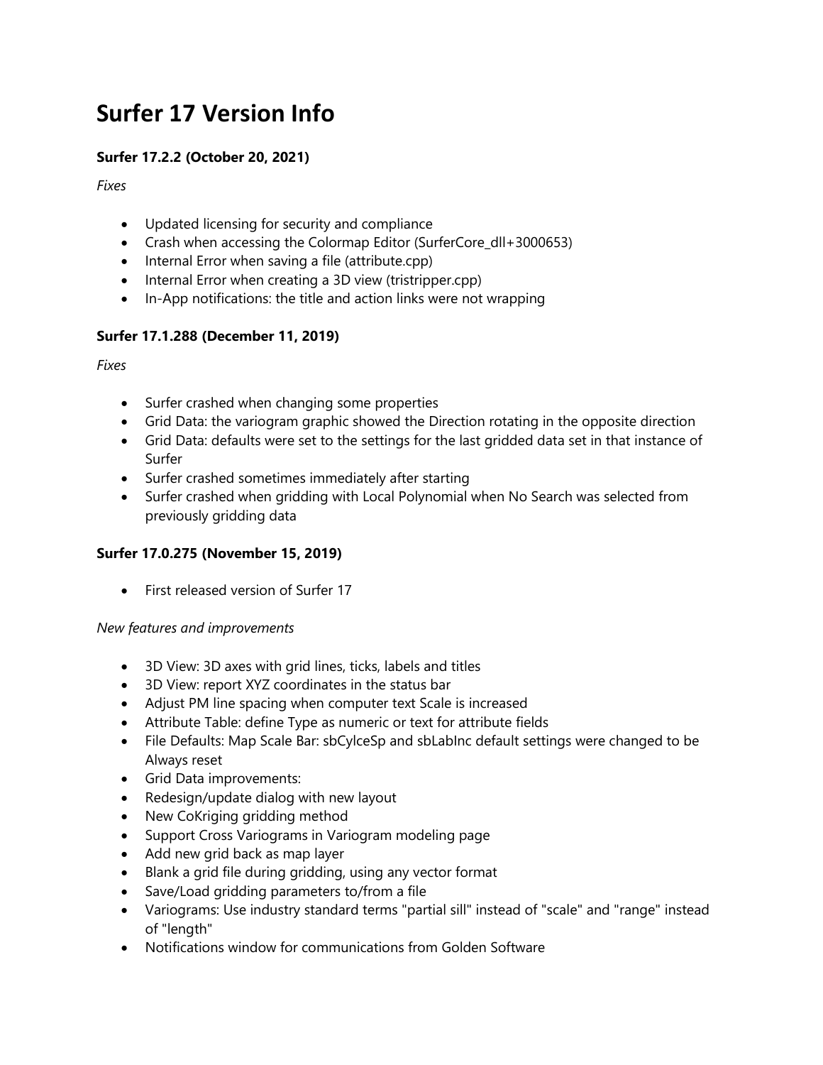# Surfer 17 Version Info

### Surfer 17.2.2 (October 20, 2021)

*Fixes*

- Updated licensing for security and compliance
- Crash when accessing the Colormap Editor (SurferCore_dll+3000653)
- Internal Error when saving a file (attribute.cpp)
- Internal Error when creating a 3D view (tristripper.cpp)
- In-App notifications: the title and action links were not wrapping

### Surfer 17.1.288 (December 11, 2019)

*Fixes*

- Surfer crashed when changing some properties
- Grid Data: the variogram graphic showed the Direction rotating in the opposite direction
- Grid Data: defaults were set to the settings for the last gridded data set in that instance of Surfer
- Surfer crashed sometimes immediately after starting
- Surfer crashed when gridding with Local Polynomial when No Search was selected from previously gridding data

### Surfer 17.0.275 (November 15, 2019)

- First released version of Surfer 17

*New features and improvements*

- 3D View: 3D axes with grid lines, ticks, labels and titles
- 3D View: report XYZ coordinates in the status bar
- Adjust PM line spacing when computer text Scale is increased
- Attribute Table: define Type as numeric or text for attribute fields
- File Defaults: Map Scale Bar: sbCylceSp and sbLabInc default settings were changed to be Always reset
- Grid Data improvements:
- Redesign/update dialog with new layout
- New CoKriging gridding method
- Support Cross Variograms in Variogram modeling page
- Add new grid back as map layer
- Blank a grid file during gridding, using any vector format
- Save/Load gridding parameters to/from a file
- Variograms: Use industry standard terms "partial sill" instead of "scale" and "range" instead of "length"
- Notifications window for communications from Golden Software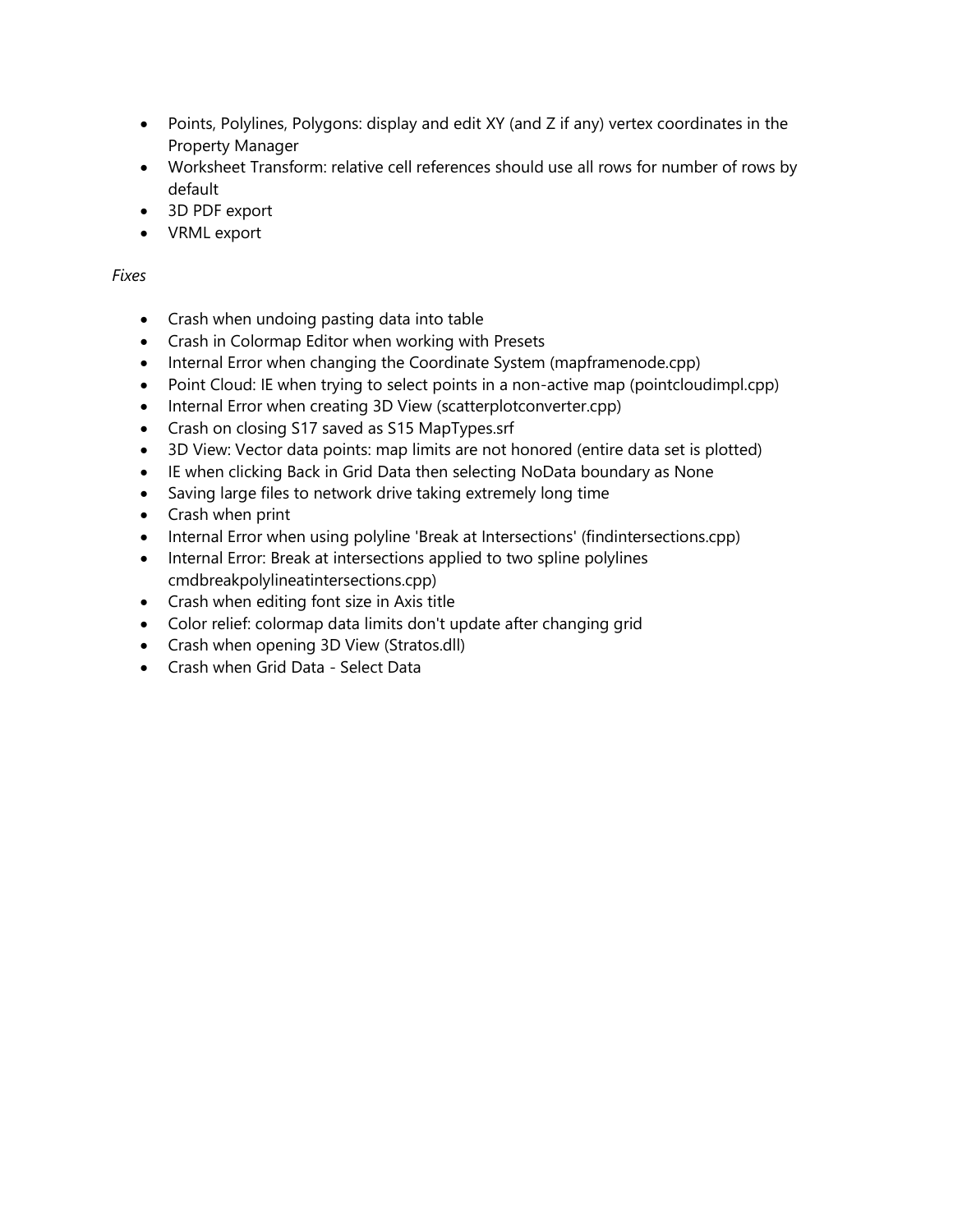- Points, Polylines, Polygons: display and edit XY (and Z if any) vertex coordinates in the Property Manager
- Worksheet Transform: relative cell references should use all rows for number of rows by default
- 3D PDF export
- VRML export

*Fixes*

- Crash when undoing pasting data into table
- Crash in Colormap Editor when working with Presets
- Internal Error when changing the Coordinate System (mapframenode.cpp)
- Point Cloud: IE when trying to select points in a non-active map (pointcloudimpl.cpp)
- Internal Error when creating 3D View (scatterplotconverter.cpp)
- Crash on closing S17 saved as S15 MapTypes.srf
- 3D View: Vector data points: map limits are not honored (entire data set is plotted)
- IE when clicking Back in Grid Data then selecting NoData boundary as None
- Saving large files to network drive taking extremely long time
- Crash when print
- Internal Error when using polyline 'Break at Intersections' (findintersections.cpp)
- Internal Error: Break at intersections applied to two spline polylines cmdbreakpolylineatintersections.cpp)
- Crash when editing font size in Axis title
- Color relief: colormap data limits don't update after changing grid
- Crash when opening 3D View (Stratos.dll)
- Crash when Grid Data - Select Data